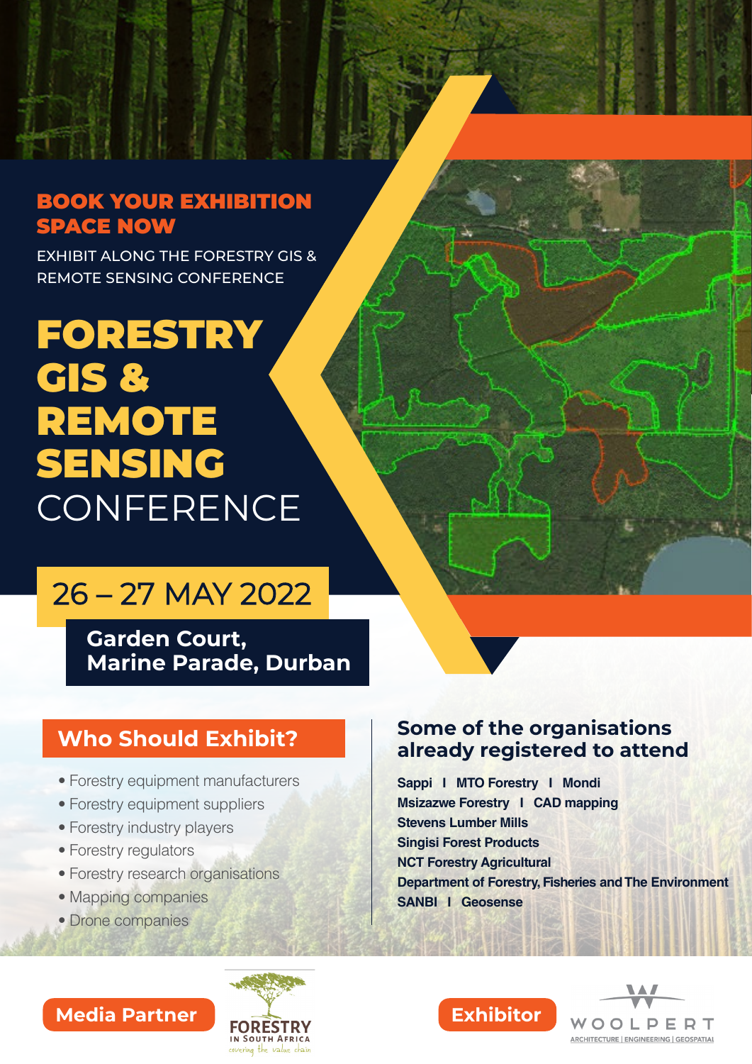**BOOK YOUR EXHIBITION SPACE NOW**

EXHIBIT ALONG THE FORESTRY GIS & REMOTE SENSING CONFERENCE

# FORESTRY GIS & REMOTE SENSING CONFERENCE

**26 – 27 MAY 2022**

**Garden Court, Marine Parade, Durban**

## Who Should Exhibit?

- Forestry equipment manufacturers
- Forestry equipment suppliers
- Forestry industry players
- Forestry regulators
- Forestry research organisations
- Mapping companies
- Drone companies

## Some of the organisations already registered to attend

**Sappi I MTO Forestry I Mondi**
**Msizazwe Forestry I CAD mapping**
**Stevens Lumber Mills**
**Singisi Forest Products**
**NCT Forestry Agricultural**
**Department of Forestry, Fisheries and The Environment**
**SANBI I Geosense**

**Media Partner**

FORESTRY IN SOUTH AFRICA
covering the value chain

**Exhibitor**

WOOLPERT
ARCHITECTURE | ENGINEERING | GEOSPATIAL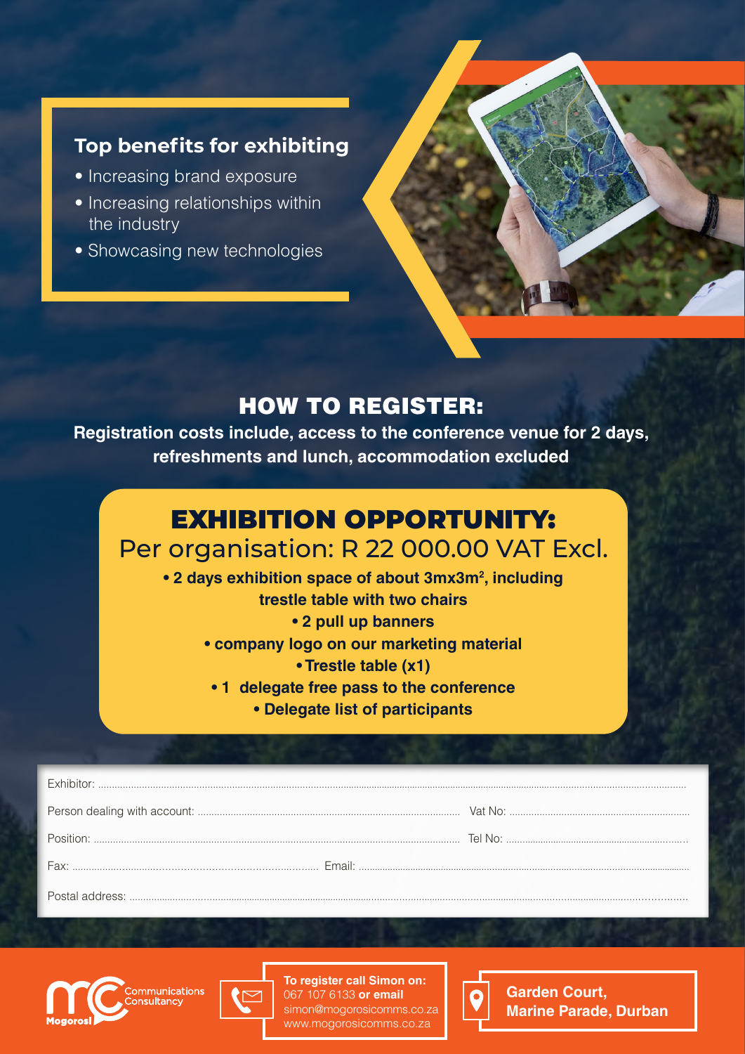## Top benefits for exhibiting

- Increasing brand exposure
- Increasing relationships within the industry
- Showcasing new technologies

## HOW TO REGISTER:

**Registration costs include, access to the conference venue for 2 days, refreshments and lunch, accommodation excluded**

## EXHIBITION OPPORTUNITY:

Per organisation: R 22 000.00 VAT Excl.

- **2 days exhibition space of about 3mx3m$^2$, including trestle table with two chairs**
- **2 pull up banners**
- **company logo on our marketing material**
- **Trestle table (x1)**
- **1 delegate free pass to the conference**
- **Delegate list of participants**

Exhibitor: ..................................................

Person dealing with account: .................................. Vat No: ..................................

Position: .................................. Tel No: ..................................

Fax: .................................. Email: ..................................

Postal address: ..................................................

Mogorosi Communications Consultancy

**To register call Simon on:** 067 107 6133 **or email** simon@mogorosicomms.co.za www.mogorosicomms.co.za

**Garden Court, Marine Parade, Durban**